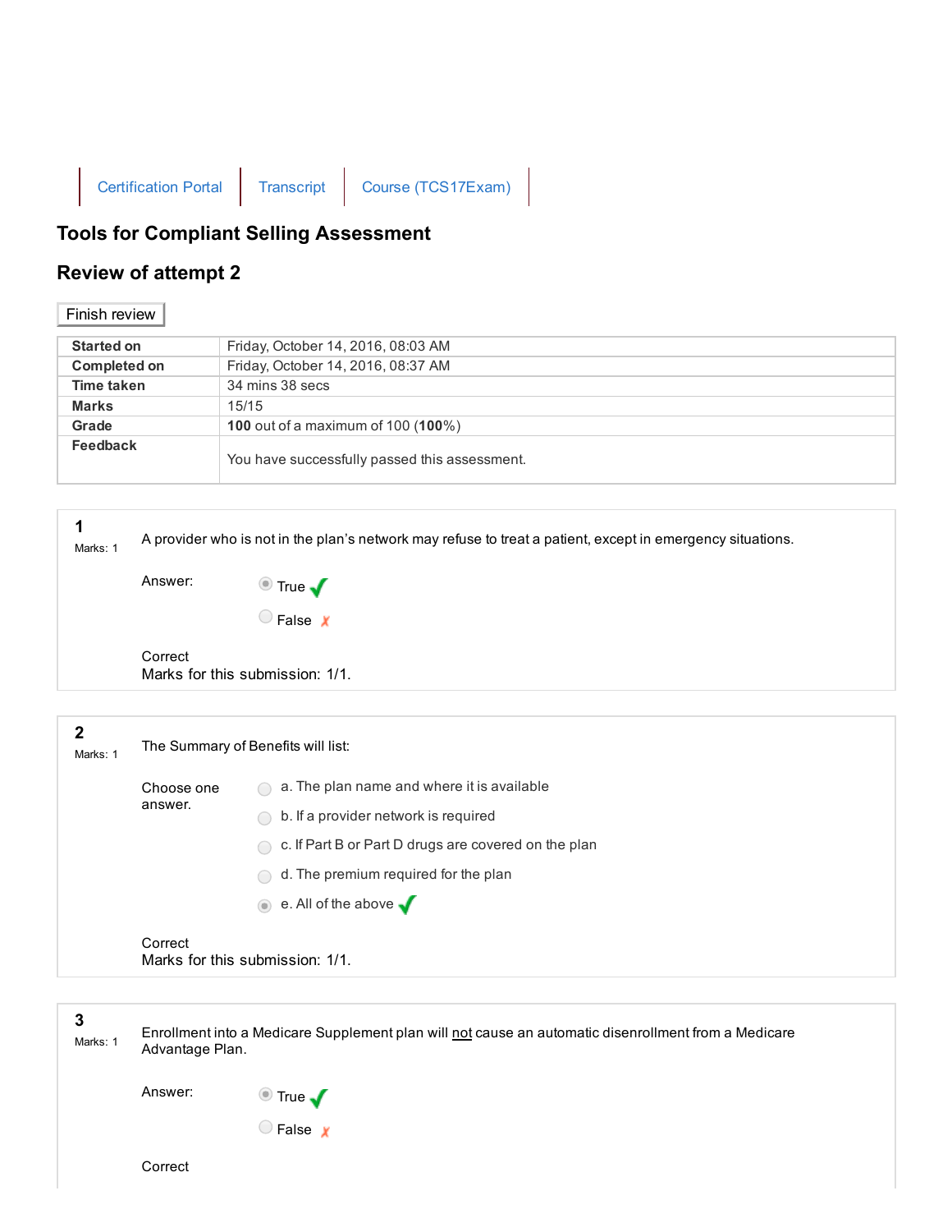Certification Portal | Transcript | Course (TCS17Exam)

# Tools for Compliant Selling Assessment

## Review of attempt 2

Finish review

| | |
|---|---|
| **Started on** | Friday, October 14, 2016, 08:03 AM |
| **Completed on** | Friday, October 14, 2016, 08:37 AM |
| **Time taken** | 34 mins 38 secs |
| **Marks** | 15/15 |
| **Grade** | **100** out of a maximum of 100 (**100**%) |
| **Feedback** | You have successfully passed this assessment. |

**1**
Marks: 1

A provider who is not in the plan's network may refuse to treat a patient, except in emergency situations.

Answer:

- (•) True ✓
- ( ) False ✗

Correct
Marks for this submission: 1/1.

**2**
Marks: 1

The Summary of Benefits will list:

Choose one answer.

- ( ) a. The plan name and where it is available
- ( ) b. If a provider network is required
- ( ) c. If Part B or Part D drugs are covered on the plan
- ( ) d. The premium required for the plan
- (•) e. All of the above ✓

Correct
Marks for this submission: 1/1.

**3**
Marks: 1

Enrollment into a Medicare Supplement plan will not cause an automatic disenrollment from a Medicare Advantage Plan.

Answer:

- (•) True ✓
- ( ) False ✗

Correct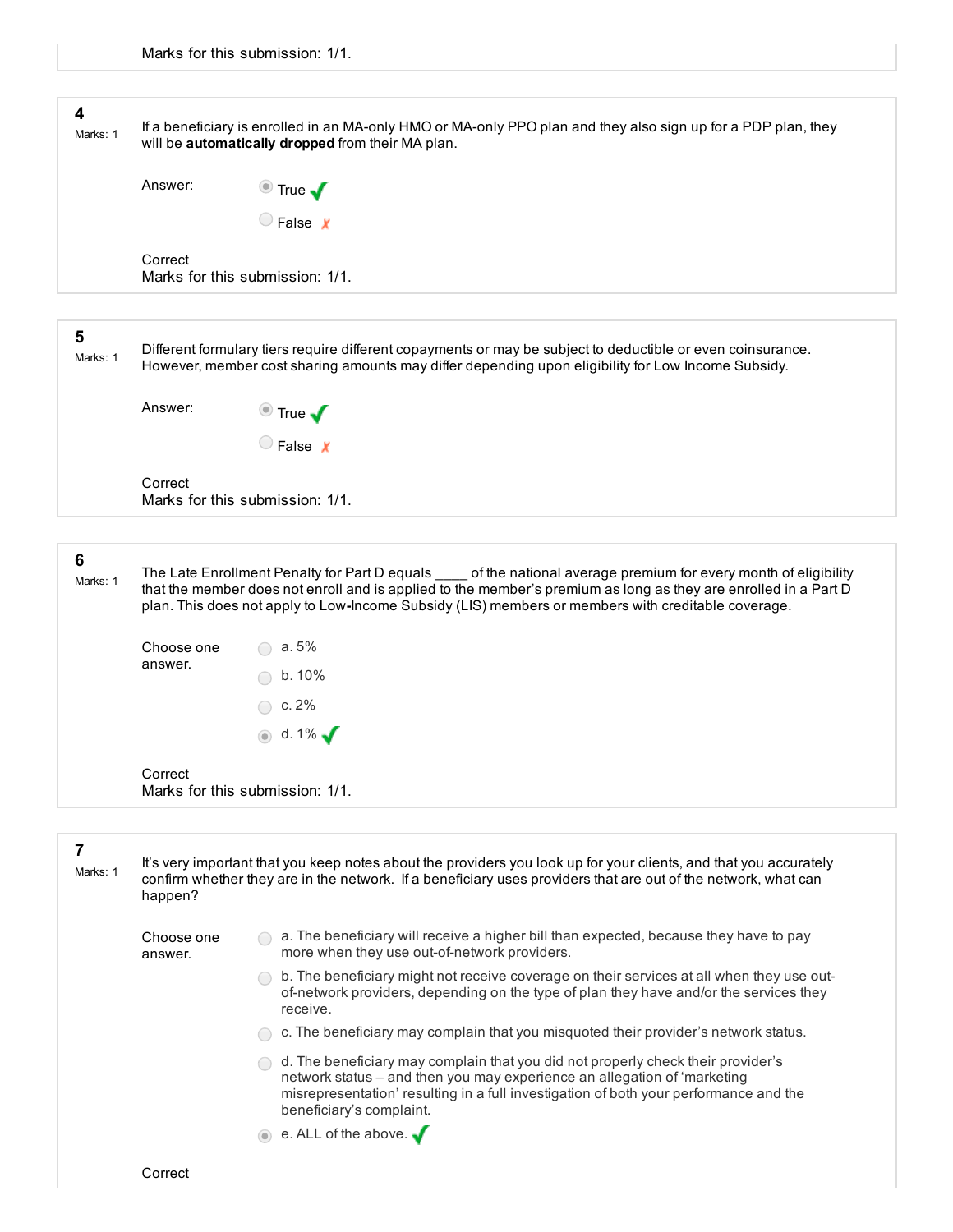Marks for this submission: 1/1.

**4**
Marks: 1

If a beneficiary is enrolled in an MA-only HMO or MA-only PPO plan and they also sign up for a PDP plan, they will be **automatically dropped** from their MA plan.

Answer:

- (●) True ✔
- ( ) False ✗

Correct
Marks for this submission: 1/1.

**5**
Marks: 1

Different formulary tiers require different copayments or may be subject to deductible or even coinsurance. However, member cost sharing amounts may differ depending upon eligibility for Low Income Subsidy.

Answer:

- (●) True ✔
- ( ) False ✗

Correct
Marks for this submission: 1/1.

**6**
Marks: 1

The Late Enrollment Penalty for Part D equals ____ of the national average premium for every month of eligibility that the member does not enroll and is applied to the member's premium as long as they are enrolled in a Part D plan. This does not apply to Low-Income Subsidy (LIS) members or members with creditable coverage.

Choose one answer.

- ( ) a. 5%
- ( ) b. 10%
- ( ) c. 2%
- (●) d. 1% ✔

Correct
Marks for this submission: 1/1.

**7**
Marks: 1

It's very important that you keep notes about the providers you look up for your clients, and that you accurately confirm whether they are in the network. If a beneficiary uses providers that are out of the network, what can happen?

Choose one answer.

- ( ) a. The beneficiary will receive a higher bill than expected, because they have to pay more when they use out-of-network providers.
- ( ) b. The beneficiary might not receive coverage on their services at all when they use out-of-network providers, depending on the type of plan they have and/or the services they receive.
- ( ) c. The beneficiary may complain that you misquoted their provider's network status.
- ( ) d. The beneficiary may complain that you did not properly check their provider's network status – and then you may experience an allegation of 'marketing misrepresentation' resulting in a full investigation of both your performance and the beneficiary's complaint.
- (●) e. ALL of the above. ✔

Correct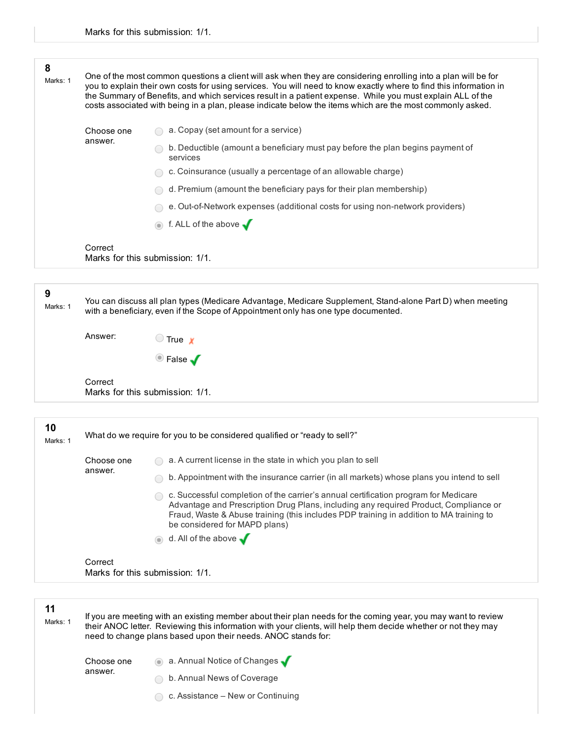Marks for this submission: 1/1.

**8**
Marks: 1

One of the most common questions a client will ask when they are considering enrolling into a plan will be for you to explain their own costs for using services. You will need to know exactly where to find this information in the Summary of Benefits, and which services result in a patient expense. While you must explain ALL of the costs associated with being in a plan, please indicate below the items which are the most commonly asked.

Choose one answer.

- a. Copay (set amount for a service)
- b. Deductible (amount a beneficiary must pay before the plan begins payment of services
- c. Coinsurance (usually a percentage of an allowable charge)
- d. Premium (amount the beneficiary pays for their plan membership)
- e. Out-of-Network expenses (additional costs for using non-network providers)
- f. ALL of the above ✓

Correct
Marks for this submission: 1/1.

**9**
Marks: 1

You can discuss all plan types (Medicare Advantage, Medicare Supplement, Stand-alone Part D) when meeting with a beneficiary, even if the Scope of Appointment only has one type documented.

Answer:

- True ✗
- False ✓

Correct
Marks for this submission: 1/1.

**10**
Marks: 1

What do we require for you to be considered qualified or "ready to sell?"

Choose one answer.

- a. A current license in the state in which you plan to sell
- b. Appointment with the insurance carrier (in all markets) whose plans you intend to sell
- c. Successful completion of the carrier's annual certification program for Medicare Advantage and Prescription Drug Plans, including any required Product, Compliance or Fraud, Waste & Abuse training (this includes PDP training in addition to MA training to be considered for MAPD plans)
- d. All of the above ✓

Correct
Marks for this submission: 1/1.

**11**
Marks: 1

If you are meeting with an existing member about their plan needs for the coming year, you may want to review their ANOC letter. Reviewing this information with your clients, will help them decide whether or not they may need to change plans based upon their needs. ANOC stands for:

Choose one answer.

- a. Annual Notice of Changes ✓
- b. Annual News of Coverage
- c. Assistance – New or Continuing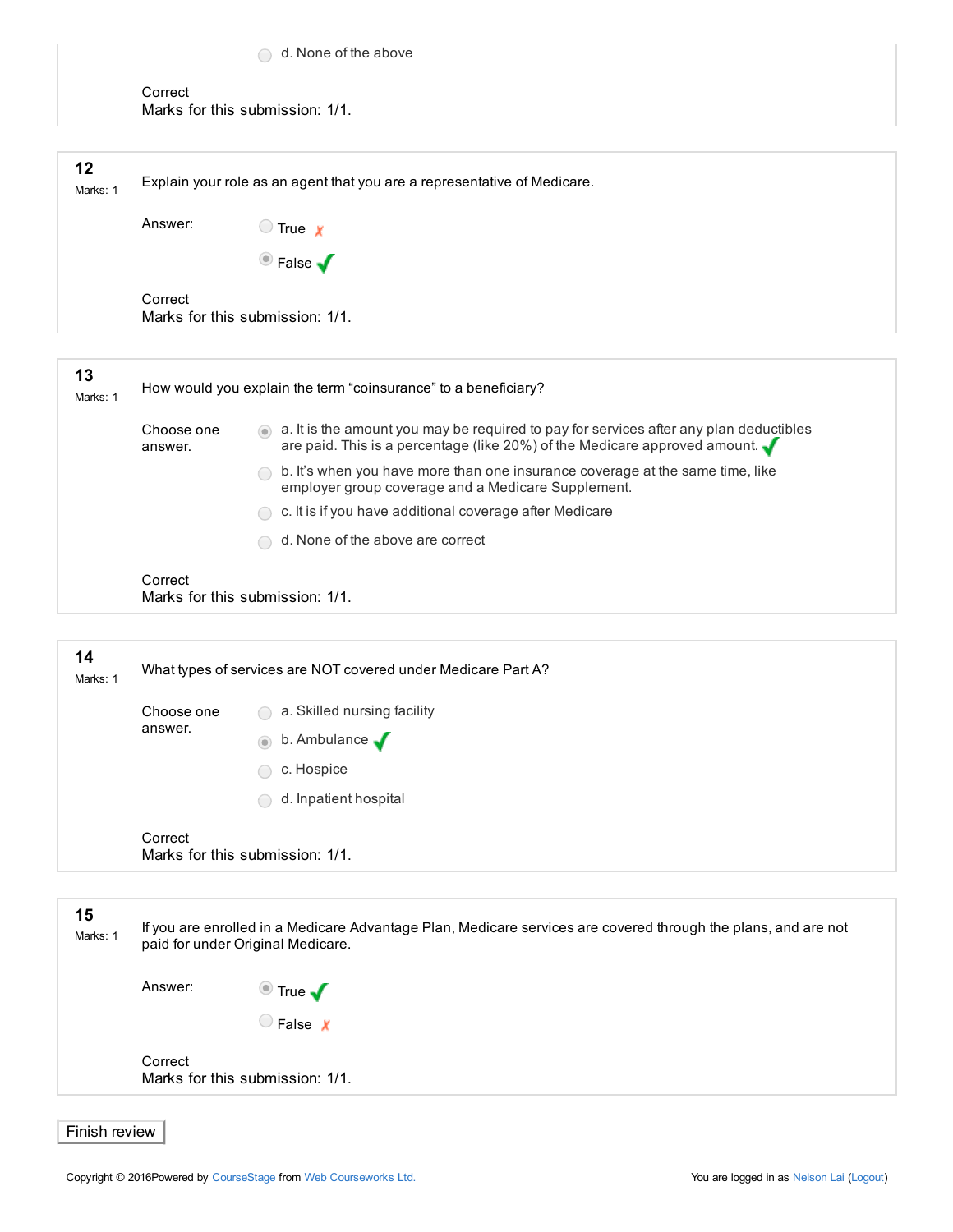d. None of the above

Correct
Marks for this submission: 1/1.

---

**12**
Marks: 1

Explain your role as an agent that you are a representative of Medicare.

Answer:

- True ✗
- False ✓

Correct
Marks for this submission: 1/1.

---

**13**
Marks: 1

How would you explain the term "coinsurance" to a beneficiary?

Choose one answer.

- a. It is the amount you may be required to pay for services after any plan deductibles are paid. This is a percentage (like 20%) of the Medicare approved amount. ✓
- b. It's when you have more than one insurance coverage at the same time, like employer group coverage and a Medicare Supplement.
- c. It is if you have additional coverage after Medicare
- d. None of the above are correct

Correct
Marks for this submission: 1/1.

---

**14**
Marks: 1

What types of services are NOT covered under Medicare Part A?

Choose one answer.

- a. Skilled nursing facility
- b. Ambulance ✓
- c. Hospice
- d. Inpatient hospital

Correct
Marks for this submission: 1/1.

---

**15**
Marks: 1

If you are enrolled in a Medicare Advantage Plan, Medicare services are covered through the plans, and are not paid for under Original Medicare.

Answer:

- True ✓
- False ✗

Correct
Marks for this submission: 1/1.

Finish review

Copyright © 2016Powered by CourseStage from Web Courseworks Ltd.

You are logged in as Nelson Lai (Logout)